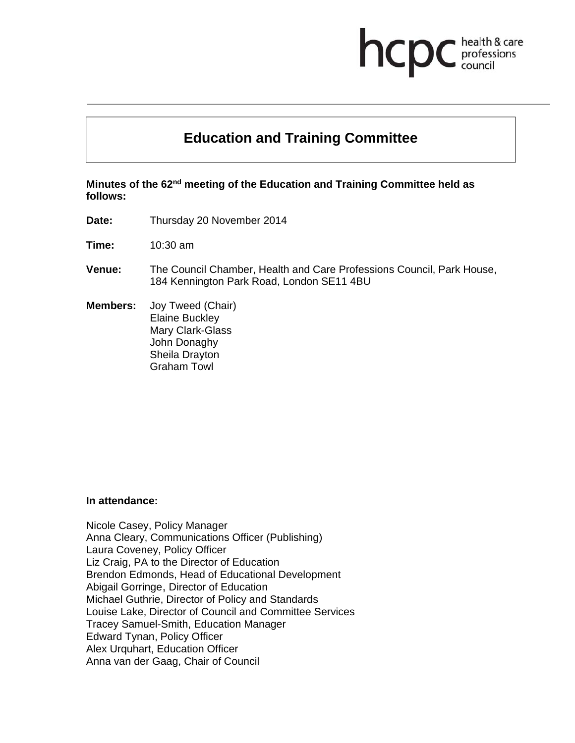# Education and Training Committee

**Minutes of the 62nd meeting of the Education and Training Committee held as follows:**

**Date:** Thursday 20 November 2014

**Time:** 10:30 am

**Venue:** The Council Chamber, Health and Care Professions Council, Park House, 184 Kennington Park Road, London SE11 4BU

**Members:** Joy Tweed (Chair)
Elaine Buckley
Mary Clark-Glass
John Donaghy
Sheila Drayton
Graham Towl

**In attendance:**

Nicole Casey, Policy Manager
Anna Cleary, Communications Officer (Publishing)
Laura Coveney, Policy Officer
Liz Craig, PA to the Director of Education
Brendon Edmonds, Head of Educational Development
Abigail Gorringe, Director of Education
Michael Guthrie, Director of Policy and Standards
Louise Lake, Director of Council and Committee Services
Tracey Samuel-Smith, Education Manager
Edward Tynan, Policy Officer
Alex Urquhart, Education Officer
Anna van der Gaag, Chair of Council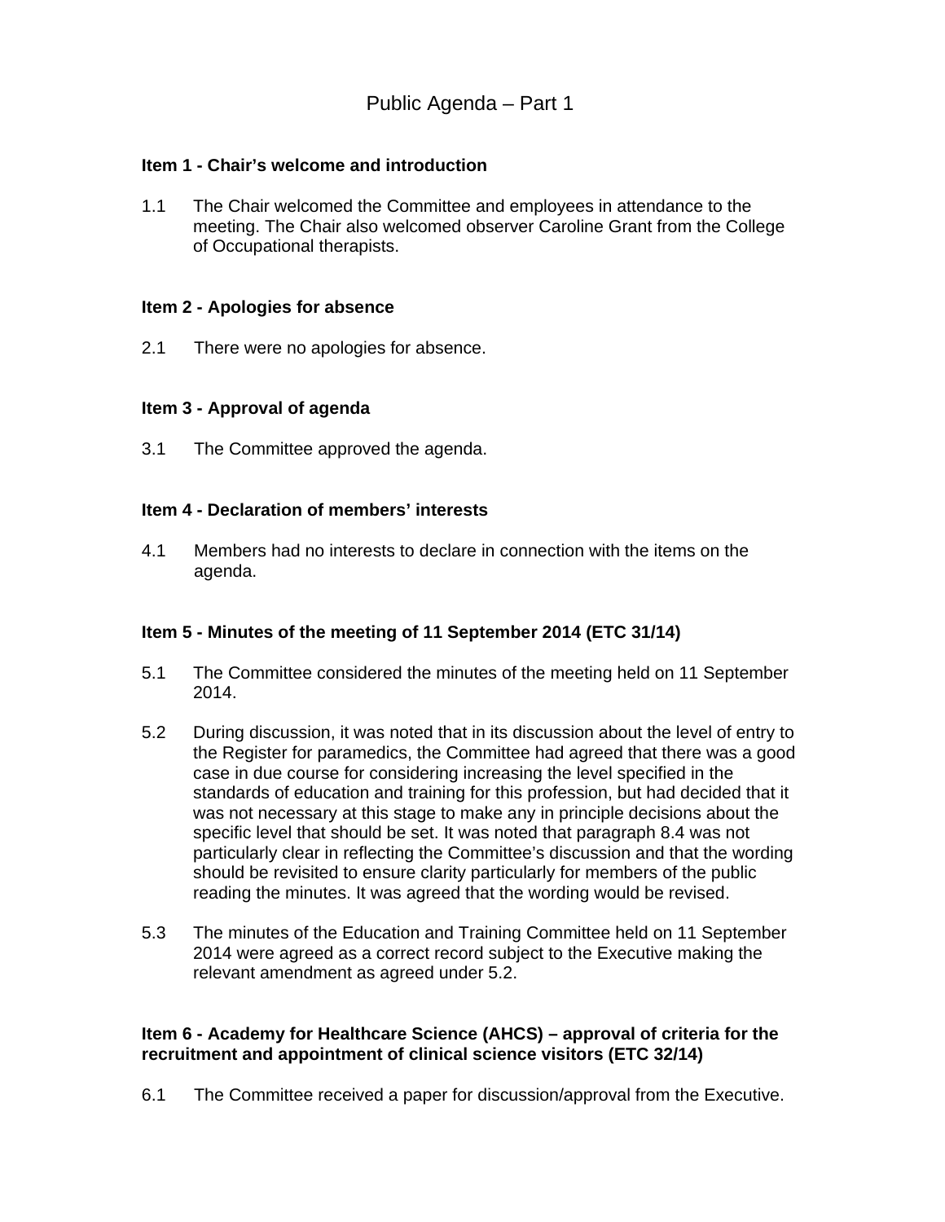# Public Agenda – Part 1

**Item 1 - Chair's welcome and introduction**

1.1 The Chair welcomed the Committee and employees in attendance to the meeting. The Chair also welcomed observer Caroline Grant from the College of Occupational therapists.

**Item 2 - Apologies for absence**

2.1 There were no apologies for absence.

**Item 3 - Approval of agenda**

3.1 The Committee approved the agenda.

**Item 4 - Declaration of members' interests**

4.1 Members had no interests to declare in connection with the items on the agenda.

**Item 5 - Minutes of the meeting of 11 September 2014 (ETC 31/14)**

5.1 The Committee considered the minutes of the meeting held on 11 September 2014.

5.2 During discussion, it was noted that in its discussion about the level of entry to the Register for paramedics, the Committee had agreed that there was a good case in due course for considering increasing the level specified in the standards of education and training for this profession, but had decided that it was not necessary at this stage to make any in principle decisions about the specific level that should be set. It was noted that paragraph 8.4 was not particularly clear in reflecting the Committee's discussion and that the wording should be revisited to ensure clarity particularly for members of the public reading the minutes. It was agreed that the wording would be revised.

5.3 The minutes of the Education and Training Committee held on 11 September 2014 were agreed as a correct record subject to the Executive making the relevant amendment as agreed under 5.2.

**Item 6 - Academy for Healthcare Science (AHCS) – approval of criteria for the recruitment and appointment of clinical science visitors (ETC 32/14)**

6.1 The Committee received a paper for discussion/approval from the Executive.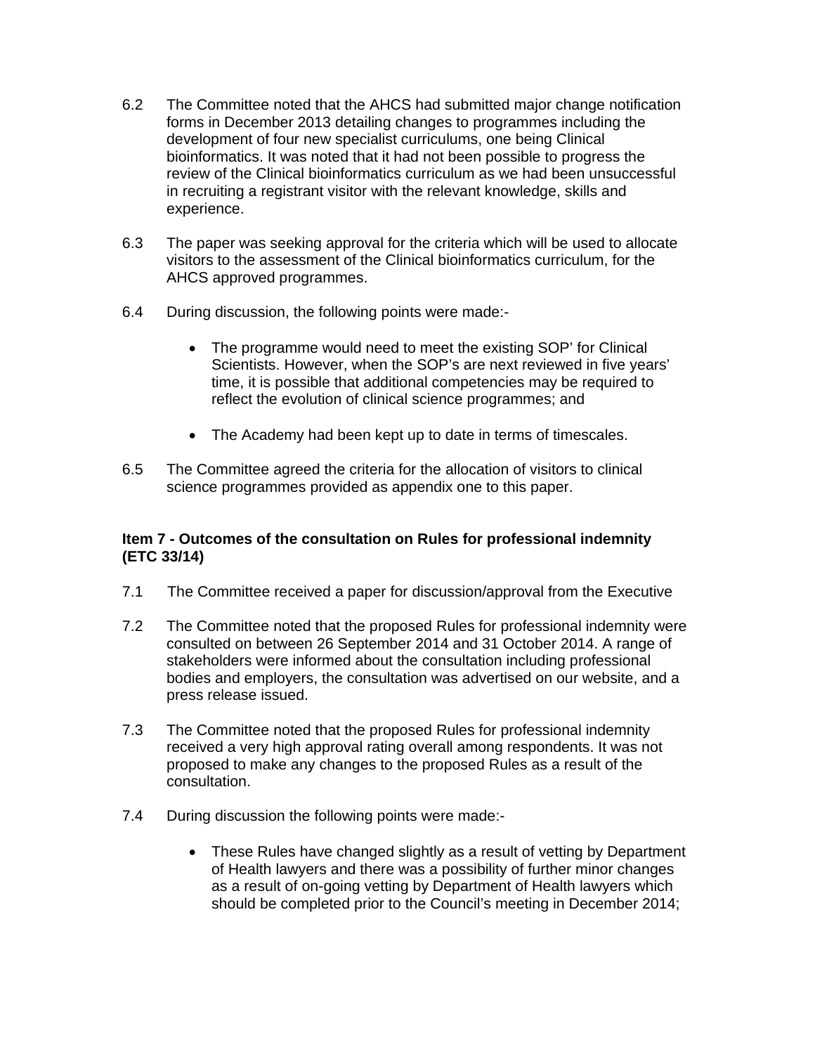6.2 The Committee noted that the AHCS had submitted major change notification forms in December 2013 detailing changes to programmes including the development of four new specialist curriculums, one being Clinical bioinformatics. It was noted that it had not been possible to progress the review of the Clinical bioinformatics curriculum as we had been unsuccessful in recruiting a registrant visitor with the relevant knowledge, skills and experience.

6.3 The paper was seeking approval for the criteria which will be used to allocate visitors to the assessment of the Clinical bioinformatics curriculum, for the AHCS approved programmes.

6.4 During discussion, the following points were made:-

- The programme would need to meet the existing SOP' for Clinical Scientists. However, when the SOP's are next reviewed in five years' time, it is possible that additional competencies may be required to reflect the evolution of clinical science programmes; and
- The Academy had been kept up to date in terms of timescales.

6.5 The Committee agreed the criteria for the allocation of visitors to clinical science programmes provided as appendix one to this paper.

**Item 7 - Outcomes of the consultation on Rules for professional indemnity (ETC 33/14)**

7.1 The Committee received a paper for discussion/approval from the Executive

7.2 The Committee noted that the proposed Rules for professional indemnity were consulted on between 26 September 2014 and 31 October 2014. A range of stakeholders were informed about the consultation including professional bodies and employers, the consultation was advertised on our website, and a press release issued.

7.3 The Committee noted that the proposed Rules for professional indemnity received a very high approval rating overall among respondents. It was not proposed to make any changes to the proposed Rules as a result of the consultation.

7.4 During discussion the following points were made:-

- These Rules have changed slightly as a result of vetting by Department of Health lawyers and there was a possibility of further minor changes as a result of on-going vetting by Department of Health lawyers which should be completed prior to the Council's meeting in December 2014;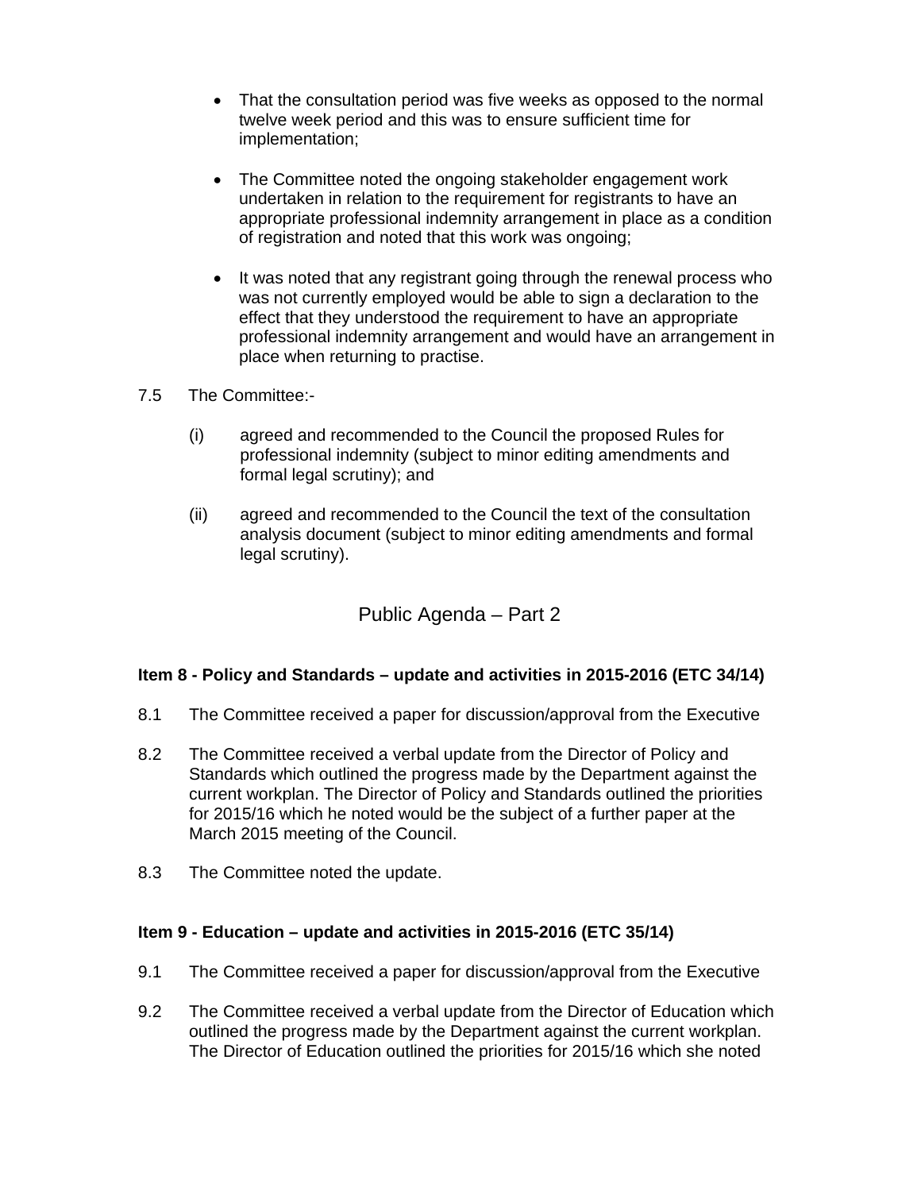- That the consultation period was five weeks as opposed to the normal twelve week period and this was to ensure sufficient time for implementation;

- The Committee noted the ongoing stakeholder engagement work undertaken in relation to the requirement for registrants to have an appropriate professional indemnity arrangement in place as a condition of registration and noted that this work was ongoing;

- It was noted that any registrant going through the renewal process who was not currently employed would be able to sign a declaration to the effect that they understood the requirement to have an appropriate professional indemnity arrangement and would have an arrangement in place when returning to practise.

7.5 The Committee:-

(i) agreed and recommended to the Council the proposed Rules for professional indemnity (subject to minor editing amendments and formal legal scrutiny); and

(ii) agreed and recommended to the Council the text of the consultation analysis document (subject to minor editing amendments and formal legal scrutiny).

## Public Agenda – Part 2

### Item 8 - Policy and Standards – update and activities in 2015-2016 (ETC 34/14)

8.1 The Committee received a paper for discussion/approval from the Executive

8.2 The Committee received a verbal update from the Director of Policy and Standards which outlined the progress made by the Department against the current workplan. The Director of Policy and Standards outlined the priorities for 2015/16 which he noted would be the subject of a further paper at the March 2015 meeting of the Council.

8.3 The Committee noted the update.

### Item 9 - Education – update and activities in 2015-2016 (ETC 35/14)

9.1 The Committee received a paper for discussion/approval from the Executive

9.2 The Committee received a verbal update from the Director of Education which outlined the progress made by the Department against the current workplan. The Director of Education outlined the priorities for 2015/16 which she noted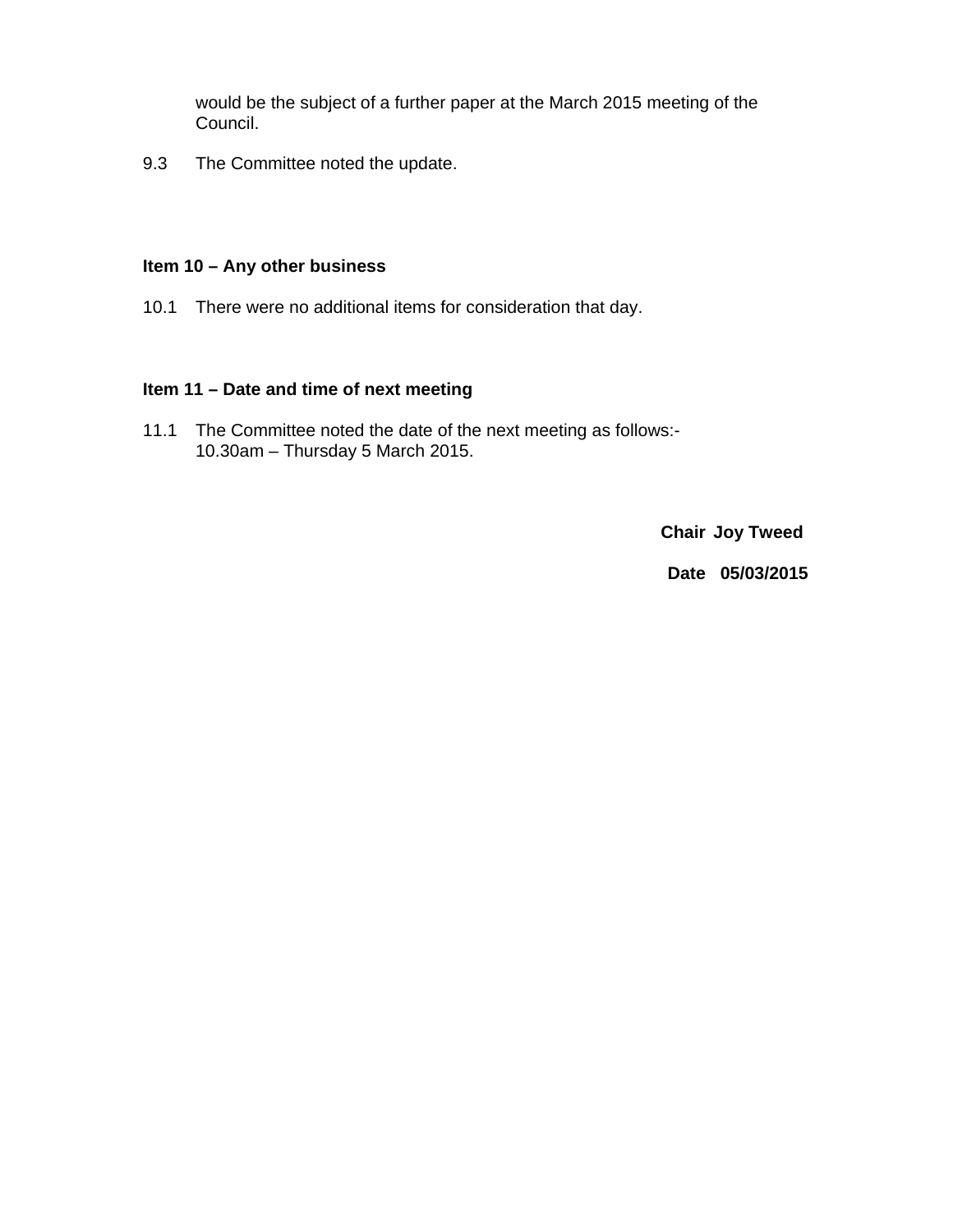would be the subject of a further paper at the March 2015 meeting of the Council.

9.3 The Committee noted the update.

**Item 10 – Any other business**

10.1 There were no additional items for consideration that day.

**Item 11 – Date and time of next meeting**

11.1 The Committee noted the date of the next meeting as follows:-
10.30am – Thursday 5 March 2015.

**Chair Joy Tweed**

**Date 05/03/2015**